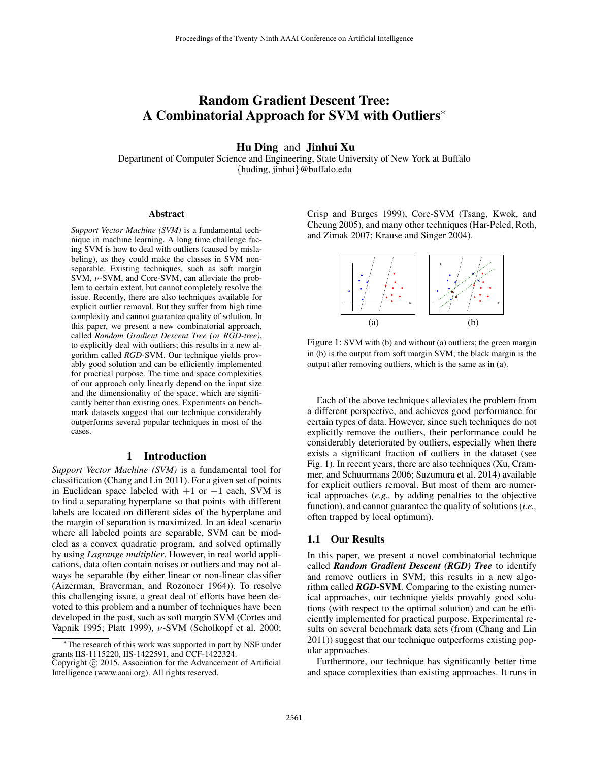# Random Gradient Descent Tree: A Combinatorial Approach for SVM with Outliers*

**Hu Ding** and **Jinhui Xu**

Department of Computer Science and Engineering, State University of New York at Buffalo
{huding, jinhui}@buffalo.edu

## Abstract

*Support Vector Machine (SVM)* is a fundamental technique in machine learning. A long time challenge facing SVM is how to deal with outliers (caused by mislabeling), as they could make the classes in SVM nonseparable. Existing techniques, such as soft margin SVM, $\nu$-SVM, and Core-SVM, can alleviate the problem to certain extent, but cannot completely resolve the issue. Recently, there are also techniques available for explicit outlier removal. But they suffer from high time complexity and cannot guarantee quality of solution. In this paper, we present a new combinatorial approach, called *Random Gradient Descent Tree (or RGD-tree)*, to explicitly deal with outliers; this results in a new algorithm called *RGD*-SVM. Our technique yields provably good solution and can be efficiently implemented for practical purpose. The time and space complexities of our approach only linearly depend on the input size and the dimensionality of the space, which are significantly better than existing ones. Experiments on benchmark datasets suggest that our technique considerably outperforms several popular techniques in most of the cases.

## 1 Introduction

*Support Vector Machine (SVM)* is a fundamental tool for classification (Chang and Lin 2011). For a given set of points in Euclidean space labeled with $+1$ or $-1$ each, SVM is to find a separating hyperplane so that points with different labels are located on different sides of the hyperplane and the margin of separation is maximized. In an ideal scenario where all labeled points are separable, SVM can be modeled as a convex quadratic program, and solved optimally by using *Lagrange multiplier*. However, in real world applications, data often contain noises or outliers and may not always be separable (by either linear or non-linear classifier (Aizerman, Braverman, and Rozonoer 1964)). To resolve this challenging issue, a great deal of efforts have been devoted to this problem and a number of techniques have been developed in the past, such as soft margin SVM (Cortes and Vapnik 1995; Platt 1999), $\nu$-SVM (Scholkopf et al. 2000; Crisp and Burges 1999), Core-SVM (Tsang, Kwok, and Cheung 2005), and many other techniques (Har-Peled, Roth, and Zimak 2007; Krause and Singer 2004).

Figure 1: SVM with (b) and without (a) outliers; the green margin in (b) is the output from soft margin SVM; the black margin is the output after removing outliers, which is the same as in (a).

Each of the above techniques alleviates the problem from a different perspective, and achieves good performance for certain types of data. However, since such techniques do not explicitly remove the outliers, their performance could be considerably deteriorated by outliers, especially when there exists a significant fraction of outliers in the dataset (see Fig. 1). In recent years, there are also techniques (Xu, Crammer, and Schuurmans 2006; Suzumura et al. 2014) available for explicit outliers removal. But most of them are numerical approaches (*e.g.,* by adding penalties to the objective function), and cannot guarantee the quality of solutions (*i.e.,* often trapped by local optimum).

### 1.1 Our Results

In this paper, we present a novel combinatorial technique called ***Random Gradient Descent (RGD) Tree*** to identify and remove outliers in SVM; this results in a new algorithm called ***RGD*-SVM**. Comparing to the existing numerical approaches, our technique yields provably good solutions (with respect to the optimal solution) and can be efficiently implemented for practical purpose. Experimental results on several benchmark data sets (from (Chang and Lin 2011)) suggest that our technique outperforms existing popular approaches.

Furthermore, our technique has significantly better time and space complexities than existing approaches. It runs in

*The research of this work was supported in part by NSF under grants IIS-1115220, IIS-1422591, and CCF-1422324.
Copyright © 2015, Association for the Advancement of Artificial Intelligence (www.aaai.org). All rights reserved.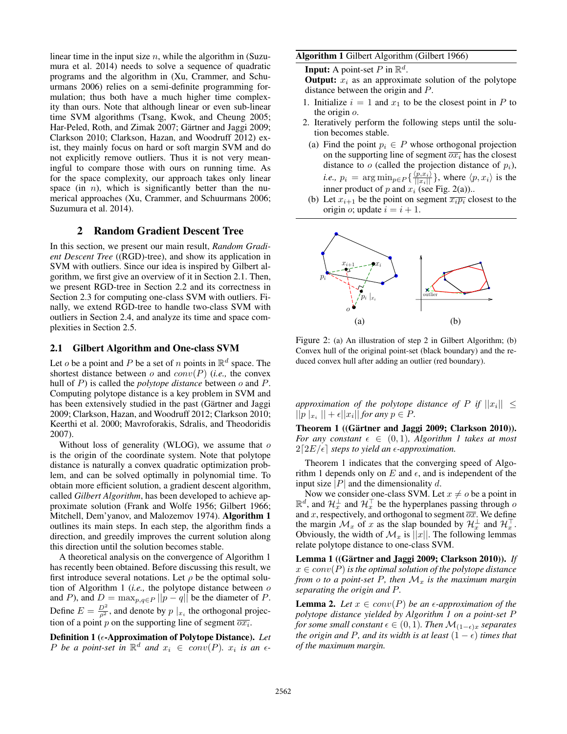linear time in the input size $n$, while the algorithm in (Suzumura et al. 2014) needs to solve a sequence of quadratic programs and the algorithm in (Xu, Crammer, and Schuurmans 2006) relies on a semi-definite programming formulation; thus both have a much higher time complexity than ours. Note that although linear or even sub-linear time SVM algorithms (Tsang, Kwok, and Cheung 2005; Har-Peled, Roth, and Zimak 2007; Gärtner and Jaggi 2009; Clarkson 2010; Clarkson, Hazan, and Woodruff 2012) exist, they mainly focus on hard or soft margin SVM and do not explicitly remove outliers. Thus it is not very meaningful to compare those with ours on running time. As for the space complexity, our approach takes only linear space (in $n$), which is significantly better than the numerical approaches (Xu, Crammer, and Schuurmans 2006; Suzumura et al. 2014).

## 2 Random Gradient Descent Tree

In this section, we present our main result, *Random Gradient Descent Tree* ((RGD)-tree), and show its application in SVM with outliers. Since our idea is inspired by Gilbert algorithm, we first give an overview of it in Section 2.1. Then, we present RGD-tree in Section 2.2 and its correctness in Section 2.3 for computing one-class SVM with outliers. Finally, we extend RGD-tree to handle two-class SVM with outliers in Section 2.4, and analyze its time and space complexities in Section 2.5.

### 2.1 Gilbert Algorithm and One-class SVM

Let $o$ be a point and $P$ be a set of $n$ points in $\mathbb{R}^d$ space. The shortest distance between $o$ and $conv(P)$ (*i.e.,* the convex hull of $P$) is called the *polytope distance* between $o$ and $P$. Computing polytope distance is a key problem in SVM and has been extensively studied in the past (Gärtner and Jaggi 2009; Clarkson, Hazan, and Woodruff 2012; Clarkson 2010; Keerthi et al. 2000; Mavroforakis, Sdralis, and Theodoridis 2007).

Without loss of generality (WLOG), we assume that $o$ is the origin of the coordinate system. Note that polytope distance is naturally a convex quadratic optimization problem, and can be solved optimally in polynomial time. To obtain more efficient solution, a gradient descent algorithm, called *Gilbert Algorithm*, has been developed to achieve approximate solution (Frank and Wolfe 1956; Gilbert 1966; Mitchell, Dem'yanov, and Malozemov 1974). **Algorithm 1** outlines its main steps. In each step, the algorithm finds a direction, and greedily improves the current solution along this direction until the solution becomes stable.

A theoretical analysis on the convergence of Algorithm 1 has recently been obtained. Before discussing this result, we first introduce several notations. Let $\rho$ be the optimal solution of Algorithm 1 (*i.e.,* the polytope distance between $o$ and $P$), and $D = \max_{p,q \in P} ||p - q||$ be the diameter of $P$. Define $E = \frac{D^2}{\rho^2}$, and denote by $p\mid_{x_i}$ the orthogonal projection of a point $p$ on the supporting line of segment $\overline{ox_i}$.

**Definition 1 ($\epsilon$-Approximation of Polytope Distance).** *Let $P$ be a point-set in $\mathbb{R}^d$ and $x_i \in conv(P)$. $x_i$ is an $\epsilon$-approximation of the polytope distance of $P$ if $||x_i|| \leq ||p\mid_{x_i}|| + \epsilon||x_i||$ for any $p \in P$.*

---

**Algorithm 1** Gilbert Algorithm (Gilbert 1966)

**Input:** A point-set $P$ in $\mathbb{R}^d$.
**Output:** $x_i$ as an approximate solution of the polytope distance between the origin and $P$.

1. Initialize $i = 1$ and $x_1$ to be the closest point in $P$ to the origin $o$.
2. Iteratively perform the following steps until the solution becomes stable.
   (a) Find the point $p_i \in P$ whose orthogonal projection on the supporting line of segment $\overline{ox_i}$ has the closest distance to $o$ (called the projection distance of $p_i$), *i.e.,* $p_i = \arg\min_{p \in P}\{\frac{\langle p, x_i \rangle}{||x_i||}\}$, where $\langle p, x_i \rangle$ is the inner product of $p$ and $x_i$ (see Fig. 2(a))..
   (b) Let $x_{i+1}$ be the point on segment $\overline{x_i p_i}$ closest to the origin $o$; update $i = i + 1$.

---

Figure 2: (a) An illustration of step 2 in Gilbert Algorithm; (b) Convex hull of the original point-set (black boundary) and the reduced convex hull after adding an outlier (red boundary).

**Theorem 1 ((Gärtner and Jaggi 2009; Clarkson 2010)).** *For any constant $\epsilon \in (0, 1)$, Algorithm 1 takes at most $2\lceil 2E/\epsilon \rceil$ steps to yield an $\epsilon$-approximation.*

Theorem 1 indicates that the converging speed of Algorithm 1 depends only on $E$ and $\epsilon$, and is independent of the input size $|P|$ and the dimensionality $d$.

Now we consider one-class SVM. Let $x \neq o$ be a point in $\mathbb{R}^d$, and $\mathcal{H}_x^\perp$ and $\mathcal{H}_x^\top$ be the hyperplanes passing through $o$ and $x$, respectively, and orthogonal to segment $\overline{ox}$. We define the margin $\mathcal{M}_x$ of $x$ as the slap bounded by $\mathcal{H}_x^\perp$ and $\mathcal{H}_x^\top$. Obviously, the width of $\mathcal{M}_x$ is $||x||$. The following lemmas relate polytope distance to one-class SVM.

**Lemma 1 ((Gärtner and Jaggi 2009; Clarkson 2010)).** *If $x \in conv(P)$ is the optimal solution of the polytope distance from $o$ to a point-set $P$, then $\mathcal{M}_x$ is the maximum margin separating the origin and $P$.*

**Lemma 2.** *Let $x \in conv(P)$ be an $\epsilon$-approximation of the polytope distance yielded by Algorithm 1 on a point-set $P$ for some small constant $\epsilon \in (0, 1)$. Then $\mathcal{M}_{(1-\epsilon)x}$ separates the origin and $P$, and its width is at least $(1 - \epsilon)$ times that of the maximum margin.*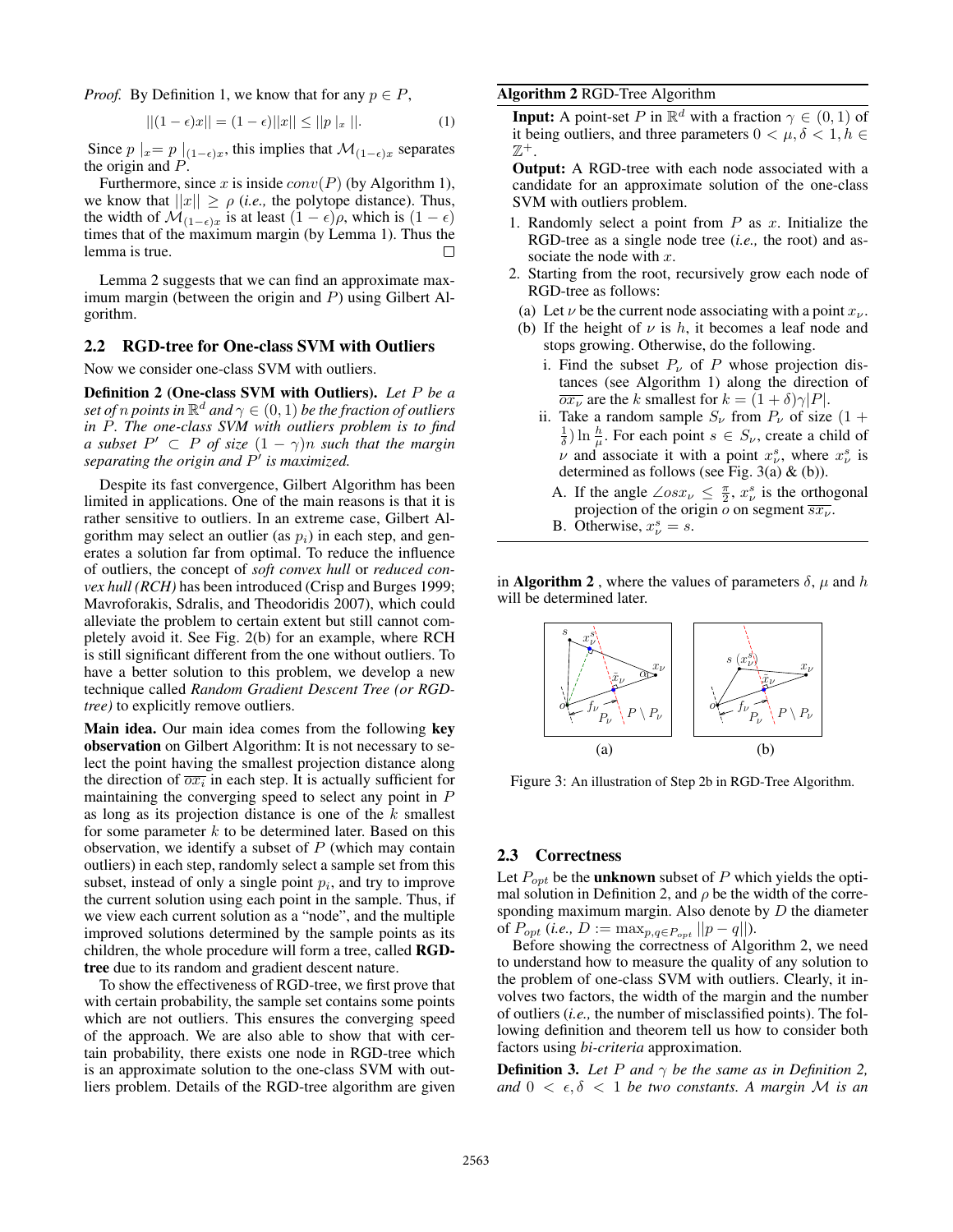*Proof.* By Definition 1, we know that for any $p \in P$,

$$||(1-\epsilon)x|| = (1-\epsilon)||x|| \leq ||p|_x||. \quad (1)$$

Since $p|_x = p|_{(1-\epsilon)x}$, this implies that $\mathcal{M}_{(1-\epsilon)x}$ separates the origin and $P$.

Furthermore, since $x$ is inside $conv(P)$ (by Algorithm 1), we know that $||x|| \geq \rho$ (*i.e.,* the polytope distance). Thus, the width of $\mathcal{M}_{(1-\epsilon)x}$ is at least $(1-\epsilon)\rho$, which is $(1-\epsilon)$ times that of the maximum margin (by Lemma 1). Thus the lemma is true. □

Lemma 2 suggests that we can find an approximate maximum margin (between the origin and $P$) using Gilbert Algorithm.

## 2.2 RGD-tree for One-class SVM with Outliers

Now we consider one-class SVM with outliers.

**Definition 2 (One-class SVM with Outliers).** *Let $P$ be a set of $n$ points in $\mathbb{R}^d$ and $\gamma \in (0,1)$ be the fraction of outliers in $P$. The one-class SVM with outliers problem is to find a subset $P' \subset P$ of size $(1-\gamma)n$ such that the margin separating the origin and $P'$ is maximized.*

Despite its fast convergence, Gilbert Algorithm has been limited in applications. One of the main reasons is that it is rather sensitive to outliers. In an extreme case, Gilbert Algorithm may select an outlier (as $p_i$) in each step, and generates a solution far from optimal. To reduce the influence of outliers, the concept of *soft convex hull* or *reduced convex hull (RCH)* has been introduced (Crisp and Burges 1999; Mavroforakis, Sdralis, and Theodoridis 2007), which could alleviate the problem to certain extent but still cannot completely avoid it. See Fig. 2(b) for an example, where RCH is still significant different from the one without outliers. To have a better solution to this problem, we develop a new technique called *Random Gradient Descent Tree (or RGD-tree)* to explicitly remove outliers.

**Main idea.** Our main idea comes from the following **key observation** on Gilbert Algorithm: It is not necessary to select the point having the smallest projection distance along the direction of $\overline{ox_i}$ in each step. It is actually sufficient for maintaining the converging speed to select any point in $P$ as long as its projection distance is one of the $k$ smallest for some parameter $k$ to be determined later. Based on this observation, we identify a subset of $P$ (which may contain outliers) in each step, randomly select a sample set from this subset, instead of only a single point $p_i$, and try to improve the current solution using each point in the sample. Thus, if we view each current solution as a "node", and the multiple improved solutions determined by the sample points as its children, the whole procedure will form a tree, called **RGD-tree** due to its random and gradient descent nature.

To show the effectiveness of RGD-tree, we first prove that with certain probability, the sample set contains some points which are not outliers. This ensures the converging speed of the approach. We are also able to show that with certain probability, there exists one node in RGD-tree which is an approximate solution to the one-class SVM with outliers problem. Details of the RGD-tree algorithm are given in **Algorithm 2** , where the values of parameters $\delta$, $\mu$ and $h$ will be determined later.

**Algorithm 2** RGD-Tree Algorithm

**Input:** A point-set $P$ in $\mathbb{R}^d$ with a fraction $\gamma \in (0,1)$ of it being outliers, and three parameters $0 < \mu, \delta < 1, h \in \mathbb{Z}^+$.

**Output:** A RGD-tree with each node associated with a candidate for an approximate solution of the one-class SVM with outliers problem.

1. Randomly select a point from $P$ as $x$. Initialize the RGD-tree as a single node tree (*i.e.,* the root) and associate the node with $x$.
2. Starting from the root, recursively grow each node of RGD-tree as follows:
   - (a) Let $\nu$ be the current node associating with a point $x_\nu$.
   - (b) If the height of $\nu$ is $h$, it becomes a leaf node and stops growing. Otherwise, do the following.
     - i. Find the subset $P_\nu$ of $P$ whose projection distances (see Algorithm 1) along the direction of $\overline{ox_\nu}$ are the $k$ smallest for $k = (1+\delta)\gamma|P|$.
     - ii. Take a random sample $S_\nu$ from $P_\nu$ of size $(1+\frac{1}{\delta})\ln\frac{h}{\mu}$. For each point $s \in S_\nu$, create a child of $\nu$ and associate it with a point $x^s_\nu$, where $x^s_\nu$ is determined as follows (see Fig. 3(a) & (b)).
       - A. If the angle $\angle osx_\nu \leq \frac{\pi}{2}$, $x^s_\nu$ is the orthogonal projection of the origin $o$ on segment $\overline{sx_\nu}$.
       - B. Otherwise, $x^s_\nu = s$.

Figure 3: An illustration of Step 2b in RGD-Tree Algorithm.

## 2.3 Correctness

Let $P_{opt}$ be the **unknown** subset of $P$ which yields the optimal solution in Definition 2, and $\rho$ be the width of the corresponding maximum margin. Also denote by $D$ the diameter of $P_{opt}$ (*i.e.,* $D := \max_{p,q \in P_{opt}} ||p-q||$).

Before showing the correctness of Algorithm 2, we need to understand how to measure the quality of any solution to the problem of one-class SVM with outliers. Clearly, it involves two factors, the width of the margin and the number of outliers (*i.e.,* the number of misclassified points). The following definition and theorem tell us how to consider both factors using *bi-criteria* approximation.

**Definition 3.** *Let $P$ and $\gamma$ be the same as in Definition 2, and $0 < \epsilon, \delta < 1$ be two constants. A margin $\mathcal{M}$ is an*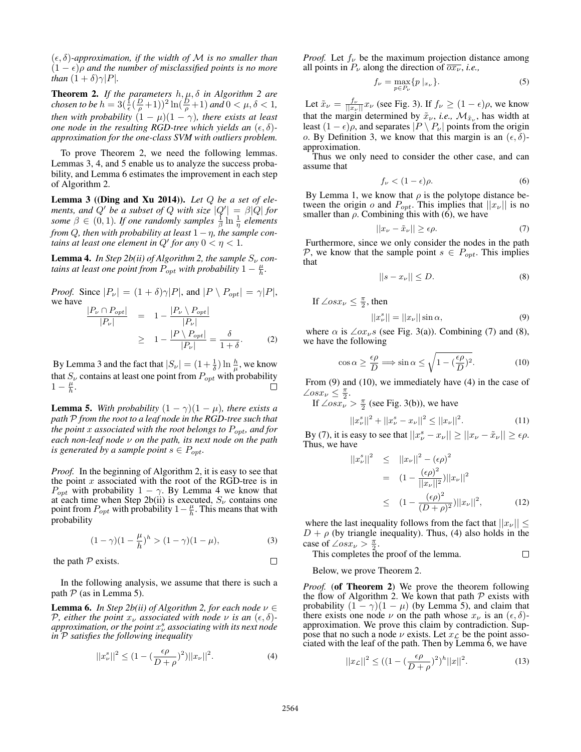*$(\epsilon, \delta)$-approximation, if the width of $\mathcal{M}$ is no smaller than $(1-\epsilon)\rho$ and the number of misclassified points is no more than $(1+\delta)\gamma|P|$.*

**Theorem 2.** *If the parameters $h, \mu, \delta$ in Algorithm 2 are chosen to be $h = 3(\frac{1}{\epsilon}(\frac{D}{\rho}+1))^2 \ln(\frac{D}{\rho}+1)$ and $0 < \mu, \delta < 1$, then with probability $(1-\mu)(1-\gamma)$, there exists at least one node in the resulting RGD-tree which yields an $(\epsilon, \delta)$-approximation for the one-class SVM with outliers problem.*

To prove Theorem 2, we need the following lemmas. Lemmas 3, 4, and 5 enable us to analyze the success probability, and Lemma 6 estimates the improvement in each step of Algorithm 2.

**Lemma 3 ((Ding and Xu 2014)).** *Let $Q$ be a set of elements, and $Q'$ be a subset of $Q$ with size $|Q'| = \beta|Q|$ for some $\beta \in (0,1)$. If one randomly samples $\frac{1}{\beta}\ln\frac{1}{\eta}$ elements from $Q$, then with probability at least $1-\eta$, the sample contains at least one element in $Q'$ for any $0 < \eta < 1$.*

**Lemma 4.** *In Step 2b(ii) of Algorithm 2, the sample $S_\nu$ contains at least one point from $P_{opt}$ with probability $1 - \frac{\mu}{h}$.*

*Proof.* Since $|P_\nu| = (1+\delta)\gamma|P|$, and $|P \setminus P_{opt}| = \gamma|P|$, we have

$$\begin{aligned} \frac{|P_\nu \cap P_{opt}|}{|P_\nu|} &= 1 - \frac{|P_\nu \setminus P_{opt}|}{|P_\nu|} \\ &\geq 1 - \frac{|P \setminus P_{opt}|}{|P_\nu|} = \frac{\delta}{1+\delta}. \end{aligned} \tag{2}$$

By Lemma 3 and the fact that $|S_\nu| = (1+\frac{1}{\delta})\ln\frac{h}{\mu}$, we know that $S_\nu$ contains at least one point from $P_{opt}$ with probability $1 - \frac{\mu}{h}$. □

**Lemma 5.** *With probability $(1-\gamma)(1-\mu)$, there exists a path $\mathcal{P}$ from the root to a leaf node in the RGD-tree such that the point $x$ associated with the root belongs to $P_{opt}$, and for each non-leaf node $\nu$ on the path, its next node on the path is generated by a sample point $s \in P_{opt}$.*

*Proof.* In the beginning of Algorithm 2, it is easy to see that the point $x$ associated with the root of the RGD-tree is in $P_{opt}$ with probability $1-\gamma$. By Lemma 4 we know that at each time when Step 2b(ii) is executed, $S_\nu$ contains one point from $P_{opt}$ with probability $1 - \frac{\mu}{h}$. This means that with probability

$$(1-\gamma)(1-\frac{\mu}{h})^h > (1-\gamma)(1-\mu), \tag{3}$$

the path $\mathcal{P}$ exists. □

In the following analysis, we assume that there is such a path $\mathcal{P}$ (as in Lemma 5).

**Lemma 6.** *In Step 2b(ii) of Algorithm 2, for each node $\nu \in \mathcal{P}$, either the point $x_\nu$ associated with node $\nu$ is an $(\epsilon, \delta)$-approximation, or the point $x^s_\nu$ associating with its next node in $\mathcal{P}$ satisfies the following inequality*

$$||x^s_\nu||^2 \leq (1 - (\frac{\epsilon\rho}{D+\rho})^2)||x_\nu||^2. \tag{4}$$

*Proof.* Let $f_\nu$ be the maximum projection distance among all points in $P_\nu$ along the direction of $\overline{ox_\nu}$, *i.e.,*

$$f_\nu = \max_{p \in P_\nu}\{p\,|_{x_\nu}\}. \tag{5}$$

Let $\tilde{x}_\nu = \frac{f_\nu}{||x_\nu||}x_\nu$ (see Fig. 3). If $f_\nu \geq (1-\epsilon)\rho$, we know that the margin determined by $\tilde{x}_\nu$, *i.e.,* $\mathcal{M}_{\tilde{x}_\nu}$, has width at least $(1-\epsilon)\rho$, and separates $|P \setminus P_\nu|$ points from the origin $o$. By Definition 3, we know that this margin is an $(\epsilon, \delta)$-approximation.

Thus we only need to consider the other case, and can assume that

$$f_\nu < (1-\epsilon)\rho. \tag{6}$$

By Lemma 1, we know that $\rho$ is the polytope distance between the origin $o$ and $P_{opt}$. This implies that $||x_\nu||$ is no smaller than $\rho$. Combining this with (6), we have

$$||x_\nu - \tilde{x}_\nu|| \geq \epsilon\rho. \tag{7}$$

Furthermore, since we only consider the nodes in the path $\mathcal{P}$, we know that the sample point $s \in P_{opt}$. This implies that

$$||s - x_\nu|| \leq D. \tag{8}$$

If $\angle osx_\nu \leq \frac{\pi}{2}$, then

$$||x^s_\nu|| = ||x_\nu|| \sin\alpha, \tag{9}$$

where $\alpha$ is $\angle ox_\nu s$ (see Fig. 3(a)). Combining (7) and (8), we have the following

$$\cos\alpha \geq \frac{\epsilon\rho}{D} \Longrightarrow \sin\alpha \leq \sqrt{1-(\frac{\epsilon\rho}{D})^2}. \tag{10}$$

From (9) and (10), we immediately have (4) in the case of $\angle osx_\nu \leq \frac{\pi}{2}$.

If $\angle osx_\nu > \frac{\pi}{2}$ (see Fig. 3(b)), we have

$$||x^s_\nu||^2 + ||x^s_\nu - x_\nu||^2 \leq ||x_\nu||^2. \tag{11}$$

By (7), it is easy to see that $||x^s_\nu - x_\nu|| \geq ||x_\nu - \tilde{x}_\nu|| \geq \epsilon\rho$. Thus, we have

$$\begin{aligned} ||x^s_\nu||^2 &\leq ||x_\nu||^2 - (\epsilon\rho)^2 \\ &= (1 - \frac{(\epsilon\rho)^2}{||x_\nu||^2})||x_\nu||^2 \\ &\leq (1 - \frac{(\epsilon\rho)^2}{(D+\rho)^2})||x_\nu||^2, \end{aligned} \tag{12}$$

where the last inequality follows from the fact that $||x_\nu|| \leq D + \rho$ (by triangle inequality). Thus, (4) also holds in the case of $\angle osx_\nu > \frac{\pi}{2}$.

This completes the proof of the lemma. □

Below, we prove Theorem 2.

*Proof.* (**of Theorem 2**) We prove the theorem following the flow of Algorithm 2. We kown that path $\mathcal{P}$ exists with probability $(1-\gamma)(1-\mu)$ (by Lemma 5), and claim that there exists one node $\nu$ on the path whose $x_\nu$ is an $(\epsilon, \delta)$-approximation. We prove this claim by contradiction. Suppose that no such a node $\nu$ exists. Let $x_{\mathcal{L}}$ be the point associated with the leaf of the path. Then by Lemma 6, we have

$$||x_{\mathcal{L}}||^2 \leq ((1 - (\frac{\epsilon\rho}{D+\rho})^2)^h ||x||^2. \tag{13}$$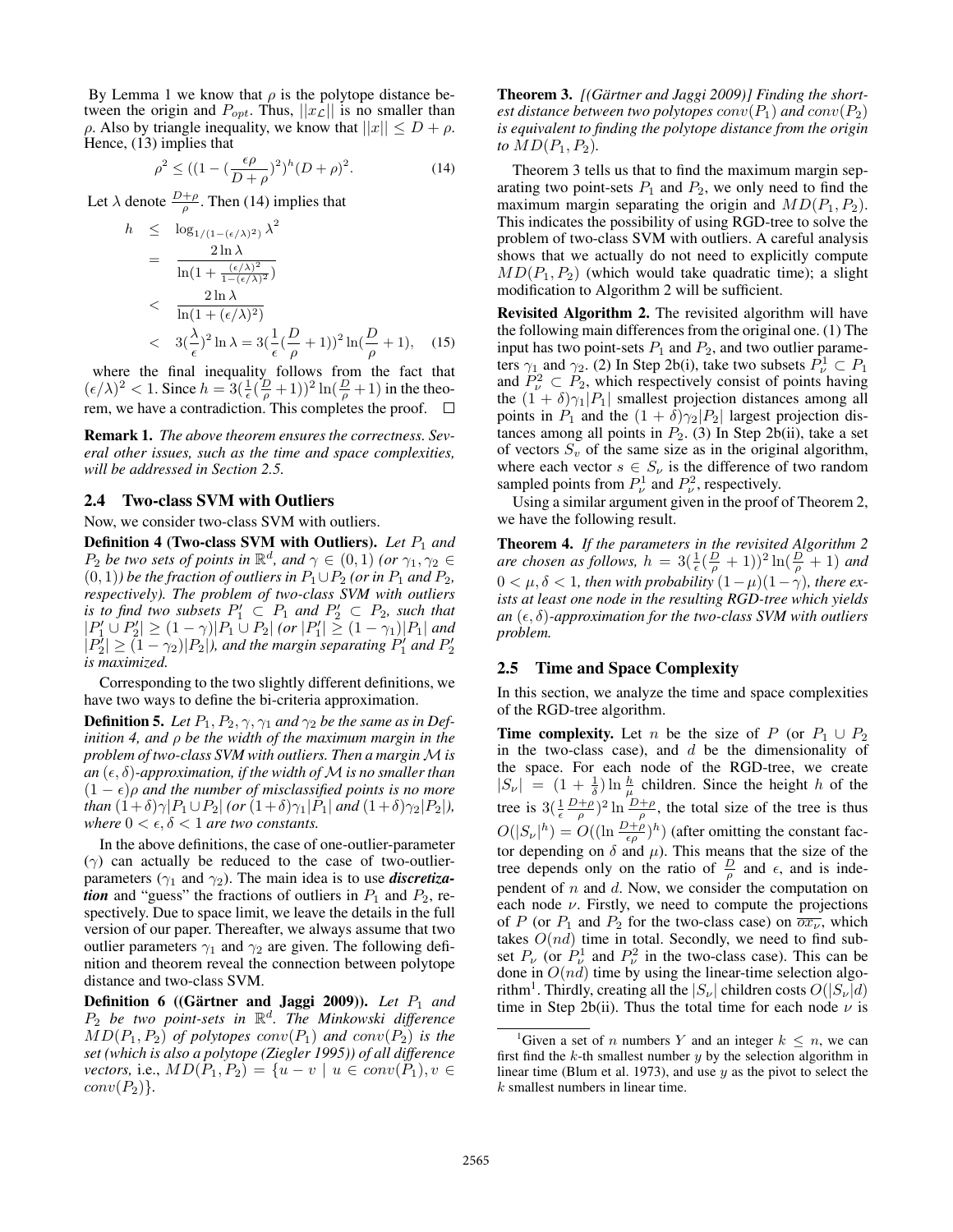By Lemma 1 we know that $\rho$ is the polytope distance between the origin and $P_{opt}$. Thus, $||x_{\mathcal{L}}||$ is no smaller than $\rho$. Also by triangle inequality, we know that $||x|| \leq D + \rho$. Hence, (13) implies that

$$\rho^2 \leq ((1 - (\frac{\epsilon\rho}{D+\rho})^2)^h (D+\rho)^2. \tag{14}$$

Let $\lambda$ denote $\frac{D+\rho}{\rho}$. Then (14) implies that

$$\begin{aligned} h &\leq \log_{1/(1-(\epsilon/\lambda)^2)} \lambda^2 \\ &= \frac{2\ln\lambda}{\ln(1 + \frac{(\epsilon/\lambda)^2}{1-(\epsilon/\lambda)^2})} \\ &< \frac{2\ln\lambda}{\ln(1+(\epsilon/\lambda)^2)} \\ &< 3(\frac{\lambda}{\epsilon})^2 \ln\lambda = 3(\frac{1}{\epsilon}(\frac{D}{\rho}+1))^2 \ln(\frac{D}{\rho}+1), \end{aligned} \tag{15}$$

where the final inequality follows from the fact that $(\epsilon/\lambda)^2 < 1$. Since $h = 3(\frac{1}{\epsilon}(\frac{D}{\rho}+1))^2 \ln(\frac{D}{\rho}+1)$ in the theorem, we have a contradiction. This completes the proof. □

**Remark 1.** *The above theorem ensures the correctness. Several other issues, such as the time and space complexities, will be addressed in Section 2.5.*

## 2.4 Two-class SVM with Outliers

Now, we consider two-class SVM with outliers.

**Definition 4 (Two-class SVM with Outliers).** *Let $P_1$ and $P_2$ be two sets of points in $\mathbb{R}^d$, and $\gamma \in (0,1)$ (or $\gamma_1, \gamma_2 \in (0,1)$) be the fraction of outliers in $P_1 \cup P_2$ (or in $P_1$ and $P_2$, respectively). The problem of two-class SVM with outliers is to find two subsets $P_1' \subset P_1$ and $P_2' \subset P_2$, such that $|P_1' \cup P_2'| \geq (1-\gamma)|P_1 \cup P_2|$ (or $|P_1'| \geq (1-\gamma_1)|P_1|$ and $|P_2'| \geq (1-\gamma_2)|P_2|$), and the margin separating $P_1'$ and $P_2'$ is maximized.*

Corresponding to the two slightly different definitions, we have two ways to define the bi-criteria approximation.

**Definition 5.** *Let $P_1, P_2, \gamma, \gamma_1$ and $\gamma_2$ be the same as in Definition 4, and $\rho$ be the width of the maximum margin in the problem of two-class SVM with outliers. Then a margin $\mathcal{M}$ is an $(\epsilon, \delta)$-approximation, if the width of $\mathcal{M}$ is no smaller than $(1-\epsilon)\rho$ and the number of misclassified points is no more than $(1+\delta)\gamma|P_1 \cup P_2|$ (or $(1+\delta)\gamma_1|P_1|$ and $(1+\delta)\gamma_2|P_2|$), where $0 < \epsilon, \delta < 1$ are two constants.*

In the above definitions, the case of one-outlier-parameter ($\gamma$) can actually be reduced to the case of two-outlier-parameters ($\gamma_1$ and $\gamma_2$). The main idea is to use ***discretization*** and "guess" the fractions of outliers in $P_1$ and $P_2$, respectively. Due to space limit, we leave the details in the full version of our paper. Thereafter, we always assume that two outlier parameters $\gamma_1$ and $\gamma_2$ are given. The following definition and theorem reveal the connection between polytope distance and two-class SVM.

**Definition 6 ((Gärtner and Jaggi 2009)).** *Let $P_1$ and $P_2$ be two point-sets in $\mathbb{R}^d$. The Minkowski difference $MD(P_1, P_2)$ of polytopes $conv(P_1)$ and $conv(P_2)$ is the set (which is also a polytope (Ziegler 1995)) of all difference vectors, i.e., $MD(P_1, P_2) = \{u - v \mid u \in conv(P_1), v \in conv(P_2)\}$.*

**Theorem 3.** *[(Gärtner and Jaggi 2009)] Finding the shortest distance between two polytopes $conv(P_1)$ and $conv(P_2)$ is equivalent to finding the polytope distance from the origin to $MD(P_1, P_2)$.*

Theorem 3 tells us that to find the maximum margin separating two point-sets $P_1$ and $P_2$, we only need to find the maximum margin separating the origin and $MD(P_1, P_2)$. This indicates the possibility of using RGD-tree to solve the problem of two-class SVM with outliers. A careful analysis shows that we actually do not need to explicitly compute $MD(P_1, P_2)$ (which would take quadratic time); a slight modification to Algorithm 2 will be sufficient.

**Revisited Algorithm 2.** The revisited algorithm will have the following main differences from the original one. (1) The input has two point-sets $P_1$ and $P_2$, and two outlier parameters $\gamma_1$ and $\gamma_2$. (2) In Step 2b(i), take two subsets $P_\nu^1 \subset P_1$ and $P_\nu^2 \subset P_2$, which respectively consist of points having the $(1+\delta)\gamma_1|P_1|$ smallest projection distances among all points in $P_1$ and the $(1+\delta)\gamma_2|P_2|$ largest projection distances among all points in $P_2$. (3) In Step 2b(ii), take a set of vectors $S_v$ of the same size as in the original algorithm, where each vector $s \in S_\nu$ is the difference of two random sampled points from $P_\nu^1$ and $P_\nu^2$, respectively.

Using a similar argument given in the proof of Theorem 2, we have the following result.

**Theorem 4.** *If the parameters in the revisited Algorithm 2 are chosen as follows, $h = 3(\frac{1}{\epsilon}(\frac{D}{\rho}+1))^2 \ln(\frac{D}{\rho}+1)$ and $0 < \mu, \delta < 1$, then with probability $(1-\mu)(1-\gamma)$, there exists at least one node in the resulting RGD-tree which yields an $(\epsilon, \delta)$-approximation for the two-class SVM with outliers problem.*

## 2.5 Time and Space Complexity

In this section, we analyze the time and space complexities of the RGD-tree algorithm.

**Time complexity.** Let $n$ be the size of $P$ (or $P_1 \cup P_2$ in the two-class case), and $d$ be the dimensionality of the space. For each node of the RGD-tree, we create $|S_\nu| = (1 + \frac{1}{\delta}) \ln \frac{h}{\mu}$ children. Since the height $h$ of the tree is $3(\frac{1}{\epsilon}\frac{D+\rho}{\rho})^2 \ln \frac{D+\rho}{\rho}$, the total size of the tree is thus $O(|S_\nu|^h) = O((\ln \frac{D+\rho}{\epsilon\rho})^h)$ (after omitting the constant factor depending on $\delta$ and $\mu$). This means that the size of the tree depends only on the ratio of $\frac{D}{\rho}$ and $\epsilon$, and is independent of $n$ and $d$. Now, we consider the computation on each node $\nu$. Firstly, we need to compute the projections of $P$ (or $P_1$ and $P_2$ for the two-class case) on $\overline{ox_\nu}$, which takes $O(nd)$ time in total. Secondly, we need to find subset $P_\nu$ (or $P_\nu^1$ and $P_\nu^2$ in the two-class case). This can be done in $O(nd)$ time by using the linear-time selection algorithm[1]. Thirdly, creating all the $|S_\nu|$ children costs $O(|S_\nu|d)$ time in Step 2b(ii). Thus the total time for each node $\nu$ is

[1] Given a set of $n$ numbers $Y$ and an integer $k \leq n$, we can first find the $k$-th smallest number $y$ by the selection algorithm in linear time (Blum et al. 1973), and use $y$ as the pivot to select the $k$ smallest numbers in linear time.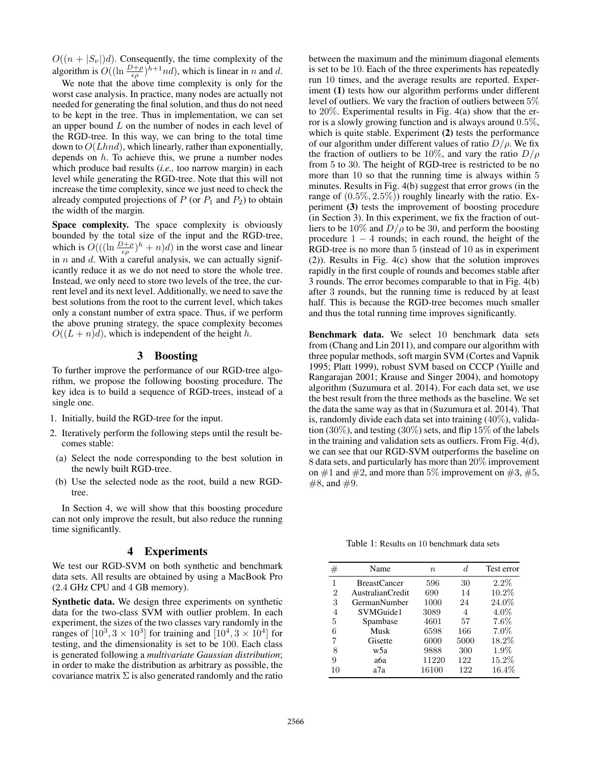$O((n + |S_\nu|)d)$. Consequently, the time complexity of the algorithm is $O((\ln \frac{D+\rho}{\epsilon\rho})^{h+1} nd)$, which is linear in $n$ and $d$.

We note that the above time complexity is only for the worst case analysis. In practice, many nodes are actually not needed for generating the final solution, and thus do not need to be kept in the tree. Thus in implementation, we can set an upper bound $L$ on the number of nodes in each level of the RGD-tree. In this way, we can bring to the total time down to $O(Lhnd)$, which linearly, rather than exponentially, depends on $h$. To achieve this, we prune a number nodes which produce bad results (*i.e.,* too narrow margin) in each level while generating the RGD-tree. Note that this will not increase the time complexity, since we just need to check the already computed projections of $P$ (or $P_1$ and $P_2$) to obtain the width of the margin.

**Space complexity.** The space complexity is obviously bounded by the total size of the input and the RGD-tree, which is $O(((\ln \frac{D+\rho}{\epsilon\rho})^h + n)d)$ in the worst case and linear in $n$ and $d$. With a careful analysis, we can actually significantly reduce it as we do not need to store the whole tree. Instead, we only need to store two levels of the tree, the current level and its next level. Additionally, we need to save the best solutions from the root to the current level, which takes only a constant number of extra space. Thus, if we perform the above pruning strategy, the space complexity becomes $O((L + n)d)$, which is independent of the height $h$.

## 3 Boosting

To further improve the performance of our RGD-tree algorithm, we propose the following boosting procedure. The key idea is to build a sequence of RGD-trees, instead of a single one.

1. Initially, build the RGD-tree for the input.
2. Iteratively perform the following steps until the result becomes stable:
   (a) Select the node corresponding to the best solution in the newly built RGD-tree.
   (b) Use the selected node as the root, build a new RGD-tree.

In Section 4, we will show that this boosting procedure can not only improve the result, but also reduce the running time significantly.

## 4 Experiments

We test our RGD-SVM on both synthetic and benchmark data sets. All results are obtained by using a MacBook Pro (2.4 GHz CPU and 4 GB memory).

**Synthetic data.** We design three experiments on synthetic data for the two-class SVM with outlier problem. In each experiment, the sizes of the two classes vary randomly in the ranges of $[10^3, 3 \times 10^3]$ for training and $[10^4, 3 \times 10^4]$ for testing, and the dimensionality is set to be 100. Each class is generated following a *multivariate Gaussian distribution*; in order to make the distribution as arbitrary as possible, the covariance matrix $\Sigma$ is also generated randomly and the ratio between the maximum and the minimum diagonal elements is set to be 10. Each of the three experiments has repeatedly run 10 times, and the average results are reported. Experiment **(1)** tests how our algorithm performs under different level of outliers. We vary the fraction of outliers between 5% to 20%. Experimental results in Fig. 4(a) show that the error is a slowly growing function and is always around 0.5%, which is quite stable. Experiment **(2)** tests the performance of our algorithm under different values of ratio $D/\rho$. We fix the fraction of outliers to be 10%, and vary the ratio $D/\rho$ from 5 to 30. The height of RGD-tree is restricted to be no more than 10 so that the running time is always within 5 minutes. Results in Fig. 4(b) suggest that error grows (in the range of $(0.5\%, 2.5\%)$) roughly linearly with the ratio. Experiment **(3)** tests the improvement of boosting procedure (in Section 3). In this experiment, we fix the fraction of outliers to be 10% and $D/\rho$ to be 30, and perform the boosting procedure $1 - 4$ rounds; in each round, the height of the RGD-tree is no more than 5 (instead of 10 as in experiment (2)). Results in Fig. 4(c) show that the solution improves rapidly in the first couple of rounds and becomes stable after 3 rounds. The error becomes comparable to that in Fig. 4(b) after 3 rounds, but the running time is reduced by at least half. This is because the RGD-tree becomes much smaller and thus the total running time improves significantly.

**Benchmark data.** We select 10 benchmark data sets from (Chang and Lin 2011), and compare our algorithm with three popular methods, soft margin SVM (Cortes and Vapnik 1995; Platt 1999), robust SVM based on CCCP (Yuille and Rangarajan 2001; Krause and Singer 2004), and homotopy algorithm (Suzumura et al. 2014). For each data set, we use the best result from the three methods as the baseline. We set the data the same way as that in (Suzumura et al. 2014). That is, randomly divide each data set into training (40%), validation (30%), and testing (30%) sets, and flip 15% of the labels in the training and validation sets as outliers. From Fig. 4(d), we can see that our RGD-SVM outperforms the baseline on 8 data sets, and particularly has more than 20% improvement on #1 and #2, and more than 5% improvement on #3, #5, #8, and #9.

Table 1: Results on 10 benchmark data sets

| # | Name | $n$ | $d$ | Test error |
|---|---|---|---|---|
| 1 | BreastCancer | 596 | 30 | 2.2% |
| 2 | AustralianCredit | 690 | 14 | 10.2% |
| 3 | GermanNumber | 1000 | 24 | 24.0% |
| 4 | SVMGuide1 | 3089 | 4 | 4.0% |
| 5 | Spambase | 4601 | 57 | 7.6% |
| 6 | Musk | 6598 | 166 | 7.0% |
| 7 | Gisette | 6000 | 5000 | 18.2% |
| 8 | w5a | 9888 | 300 | 1.9% |
| 9 | a6a | 11220 | 122 | 15.2% |
| 10 | a7a | 16100 | 122 | 16.4% |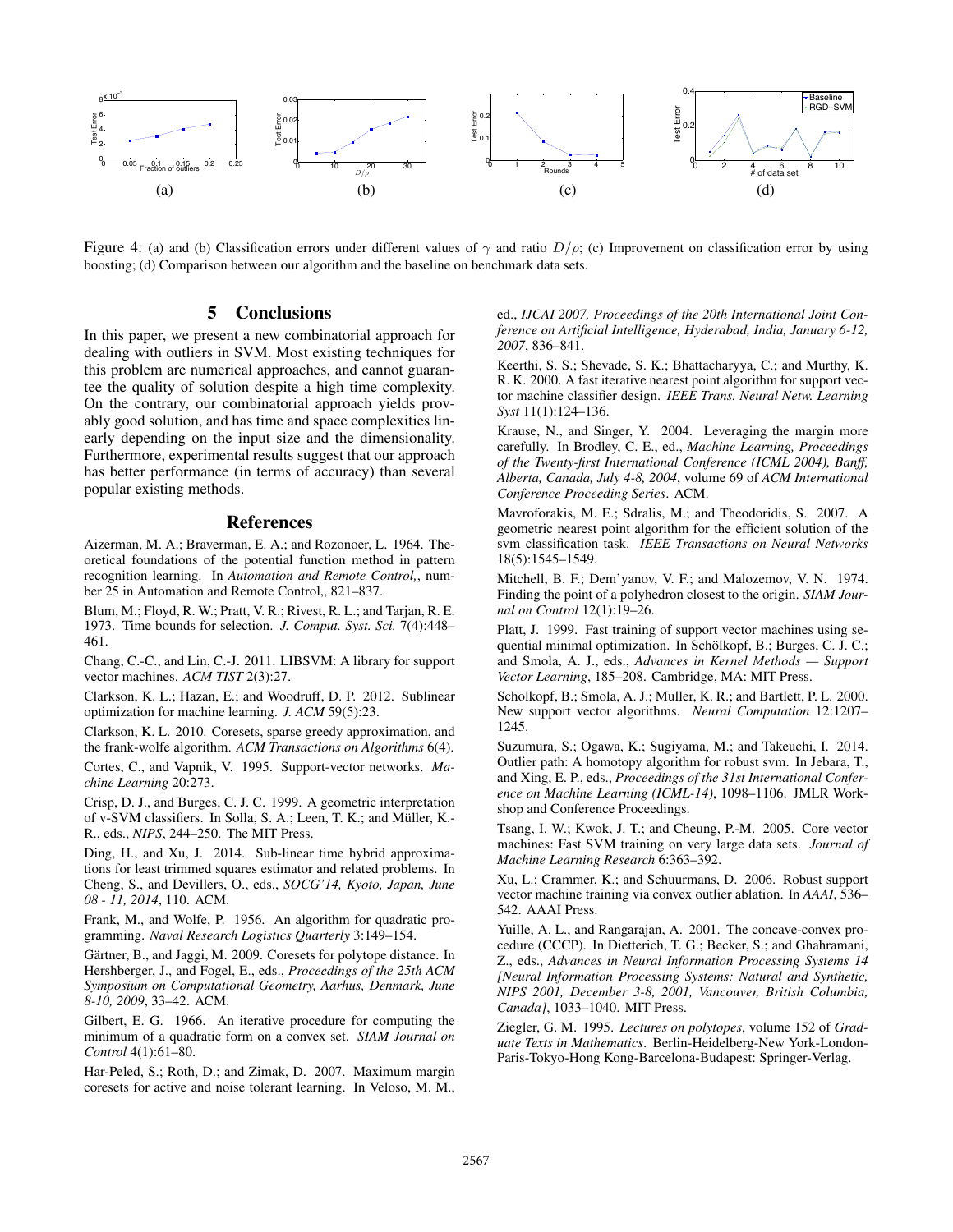8 x 10^-3
6
4
2
0
Test Error
0 0.05 0.1 0.15 0.2 0.25
Fraction of outliers
(a)

0.03
0.02
0.01
0
Test Error
0 10 20 30
$D/\rho$
(b)

0.2
0.1
0
Test Error
0 1 2 3 4 5
Rounds
(c)

0.4
0.2
0
Test Error
Baseline
RGD–SVM
2 4 6 8 10
# of data set
(d)

Figure 4: (a) and (b) Classification errors under different values of $\gamma$ and ratio $D/\rho$; (c) Improvement on classification error by using boosting; (d) Comparison between our algorithm and the baseline on benchmark data sets.

## 5 Conclusions

In this paper, we present a new combinatorial approach for dealing with outliers in SVM. Most existing techniques for this problem are numerical approaches, and cannot guarantee the quality of solution despite a high time complexity. On the contrary, our combinatorial approach yields provably good solution, and has time and space complexities linearly depending on the input size and the dimensionality. Furthermore, experimental results suggest that our approach has better performance (in terms of accuracy) than several popular existing methods.

## References

Aizerman, M. A.; Braverman, E. A.; and Rozonoer, L. 1964. Theoretical foundations of the potential function method in pattern recognition learning. In *Automation and Remote Control,*, number 25 in Automation and Remote Control,, 821–837.

Blum, M.; Floyd, R. W.; Pratt, V. R.; Rivest, R. L.; and Tarjan, R. E. 1973. Time bounds for selection. *J. Comput. Syst. Sci.* 7(4):448–461.

Chang, C.-C., and Lin, C.-J. 2011. LIBSVM: A library for support vector machines. *ACM TIST* 2(3):27.

Clarkson, K. L.; Hazan, E.; and Woodruff, D. P. 2012. Sublinear optimization for machine learning. *J. ACM* 59(5):23.

Clarkson, K. L. 2010. Coresets, sparse greedy approximation, and the frank-wolfe algorithm. *ACM Transactions on Algorithms* 6(4).

Cortes, C., and Vapnik, V. 1995. Support-vector networks. *Machine Learning* 20:273.

Crisp, D. J., and Burges, C. J. C. 1999. A geometric interpretation of v-SVM classifiers. In Solla, S. A.; Leen, T. K.; and Müller, K.-R., eds., *NIPS*, 244–250. The MIT Press.

Ding, H., and Xu, J. 2014. Sub-linear time hybrid approximations for least trimmed squares estimator and related problems. In Cheng, S., and Devillers, O., eds., *SOCG'14, Kyoto, Japan, June 08 - 11, 2014*, 110. ACM.

Frank, M., and Wolfe, P. 1956. An algorithm for quadratic programming. *Naval Research Logistics Quarterly* 3:149–154.

Gärtner, B., and Jaggi, M. 2009. Coresets for polytope distance. In Hershberger, J., and Fogel, E., eds., *Proceedings of the 25th ACM Symposium on Computational Geometry, Aarhus, Denmark, June 8-10, 2009*, 33–42. ACM.

Gilbert, E. G. 1966. An iterative procedure for computing the minimum of a quadratic form on a convex set. *SIAM Journal on Control* 4(1):61–80.

Har-Peled, S.; Roth, D.; and Zimak, D. 2007. Maximum margin coresets for active and noise tolerant learning. In Veloso, M. M., ed., *IJCAI 2007, Proceedings of the 20th International Joint Conference on Artificial Intelligence, Hyderabad, India, January 6-12, 2007*, 836–841.

Keerthi, S. S.; Shevade, S. K.; Bhattacharyya, C.; and Murthy, K. R. K. 2000. A fast iterative nearest point algorithm for support vector machine classifier design. *IEEE Trans. Neural Netw. Learning Syst* 11(1):124–136.

Krause, N., and Singer, Y. 2004. Leveraging the margin more carefully. In Brodley, C. E., ed., *Machine Learning, Proceedings of the Twenty-first International Conference (ICML 2004), Banff, Alberta, Canada, July 4-8, 2004*, volume 69 of *ACM International Conference Proceeding Series*. ACM.

Mavroforakis, M. E.; Sdralis, M.; and Theodoridis, S. 2007. A geometric nearest point algorithm for the efficient solution of the svm classification task. *IEEE Transactions on Neural Networks* 18(5):1545–1549.

Mitchell, B. F.; Dem'yanov, V. F.; and Malozemov, V. N. 1974. Finding the point of a polyhedron closest to the origin. *SIAM Journal on Control* 12(1):19–26.

Platt, J. 1999. Fast training of support vector machines using sequential minimal optimization. In Schölkopf, B.; Burges, C. J. C.; and Smola, A. J., eds., *Advances in Kernel Methods — Support Vector Learning*, 185–208. Cambridge, MA: MIT Press.

Scholkopf, B.; Smola, A. J.; Muller, K. R.; and Bartlett, P. L. 2000. New support vector algorithms. *Neural Computation* 12:1207–1245.

Suzumura, S.; Ogawa, K.; Sugiyama, M.; and Takeuchi, I. 2014. Outlier path: A homotopy algorithm for robust svm. In Jebara, T., and Xing, E. P., eds., *Proceedings of the 31st International Conference on Machine Learning (ICML-14)*, 1098–1106. JMLR Workshop and Conference Proceedings.

Tsang, I. W.; Kwok, J. T.; and Cheung, P.-M. 2005. Core vector machines: Fast SVM training on very large data sets. *Journal of Machine Learning Research* 6:363–392.

Xu, L.; Crammer, K.; and Schuurmans, D. 2006. Robust support vector machine training via convex outlier ablation. In *AAAI*, 536–542. AAAI Press.

Yuille, A. L., and Rangarajan, A. 2001. The concave-convex procedure (CCCP). In Dietterich, T. G.; Becker, S.; and Ghahramani, Z., eds., *Advances in Neural Information Processing Systems 14 [Neural Information Processing Systems: Natural and Synthetic, NIPS 2001, December 3-8, 2001, Vancouver, British Columbia, Canada]*, 1033–1040. MIT Press.

Ziegler, G. M. 1995. *Lectures on polytopes*, volume 152 of *Graduate Texts in Mathematics*. Berlin-Heidelberg-New York-London-Paris-Tokyo-Hong Kong-Barcelona-Budapest: Springer-Verlag.